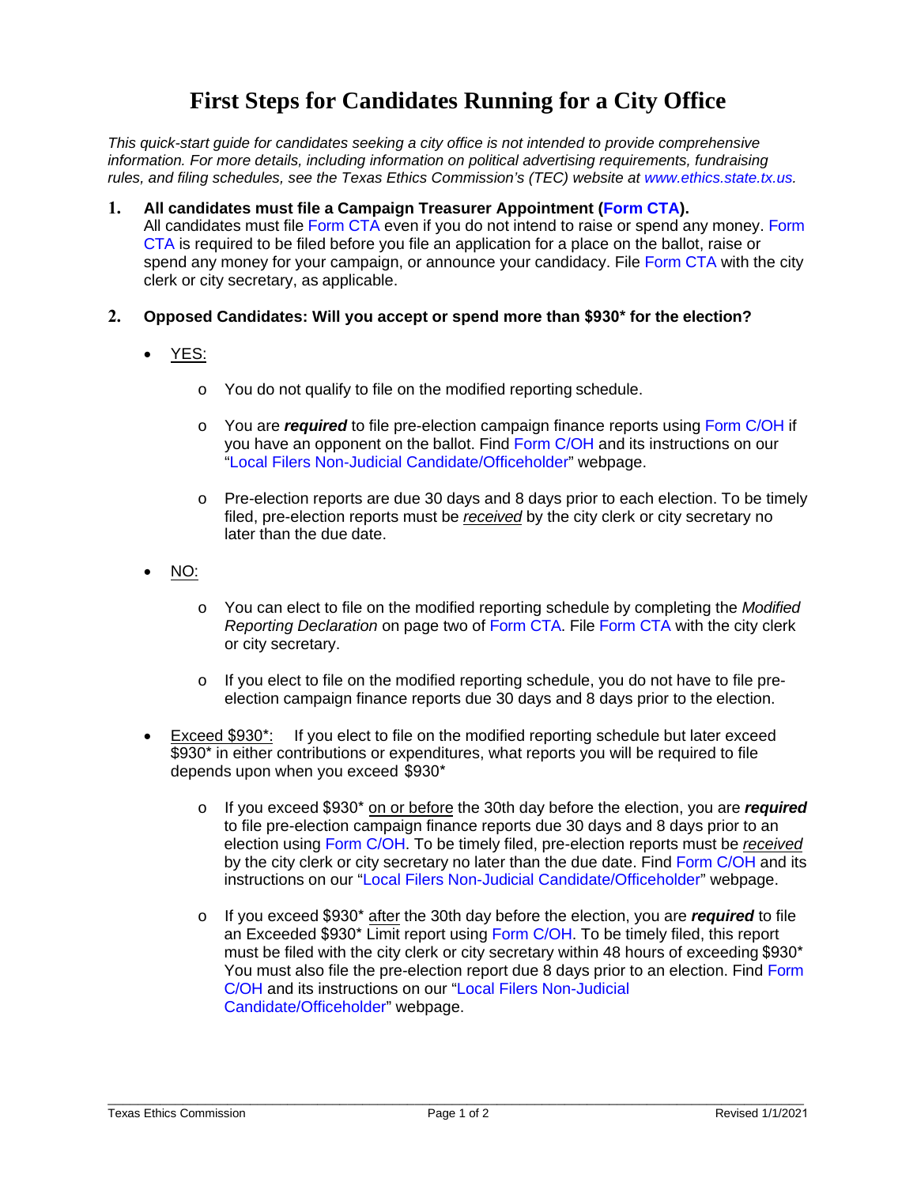# First Steps for Candidates Running for a City Office

*This quick-start guide for candidates seeking a city office is not intended to provide comprehensive information. For more details, including information on political advertising requirements, fundraising rules, and filing schedules, see the Texas Ethics Commission's (TEC) website at www.ethics.state.tx.us.*

1. **All candidates must file a Campaign Treasurer Appointment (Form CTA).**
   All candidates must file Form CTA even if you do not intend to raise or spend any money. Form CTA is required to be filed before you file an application for a place on the ballot, raise or spend any money for your campaign, or announce your candidacy. File Form CTA with the city clerk or city secretary, as applicable.

2. **Opposed Candidates: Will you accept or spend more than $930* for the election?**

   - YES:
     - You do not qualify to file on the modified reporting schedule.
     - You are ***required*** to file pre-election campaign finance reports using Form C/OH if you have an opponent on the ballot. Find Form C/OH and its instructions on our "Local Filers Non-Judicial Candidate/Officeholder" webpage.
     - Pre-election reports are due 30 days and 8 days prior to each election. To be timely filed, pre-election reports must be *received* by the city clerk or city secretary no later than the due date.

   - NO:
     - You can elect to file on the modified reporting schedule by completing the *Modified Reporting Declaration* on page two of Form CTA. File Form CTA with the city clerk or city secretary.
     - If you elect to file on the modified reporting schedule, you do not have to file pre-election campaign finance reports due 30 days and 8 days prior to the election.

   - Exceed $930*: If you elect to file on the modified reporting schedule but later exceed $930* in either contributions or expenditures, what reports you will be required to file depends upon when you exceed $930*
     - If you exceed $930* on or before the 30th day before the election, you are ***required*** to file pre-election campaign finance reports due 30 days and 8 days prior to an election using Form C/OH. To be timely filed, pre-election reports must be *received* by the city clerk or city secretary no later than the due date. Find Form C/OH and its instructions on our "Local Filers Non-Judicial Candidate/Officeholder" webpage.
     - If you exceed $930* after the 30th day before the election, you are ***required*** to file an Exceeded $930* Limit report using Form C/OH. To be timely filed, this report must be filed with the city clerk or city secretary within 48 hours of exceeding $930* You must also file the pre-election report due 8 days prior to an election. Find Form C/OH and its instructions on our "Local Filers Non-Judicial Candidate/Officeholder" webpage.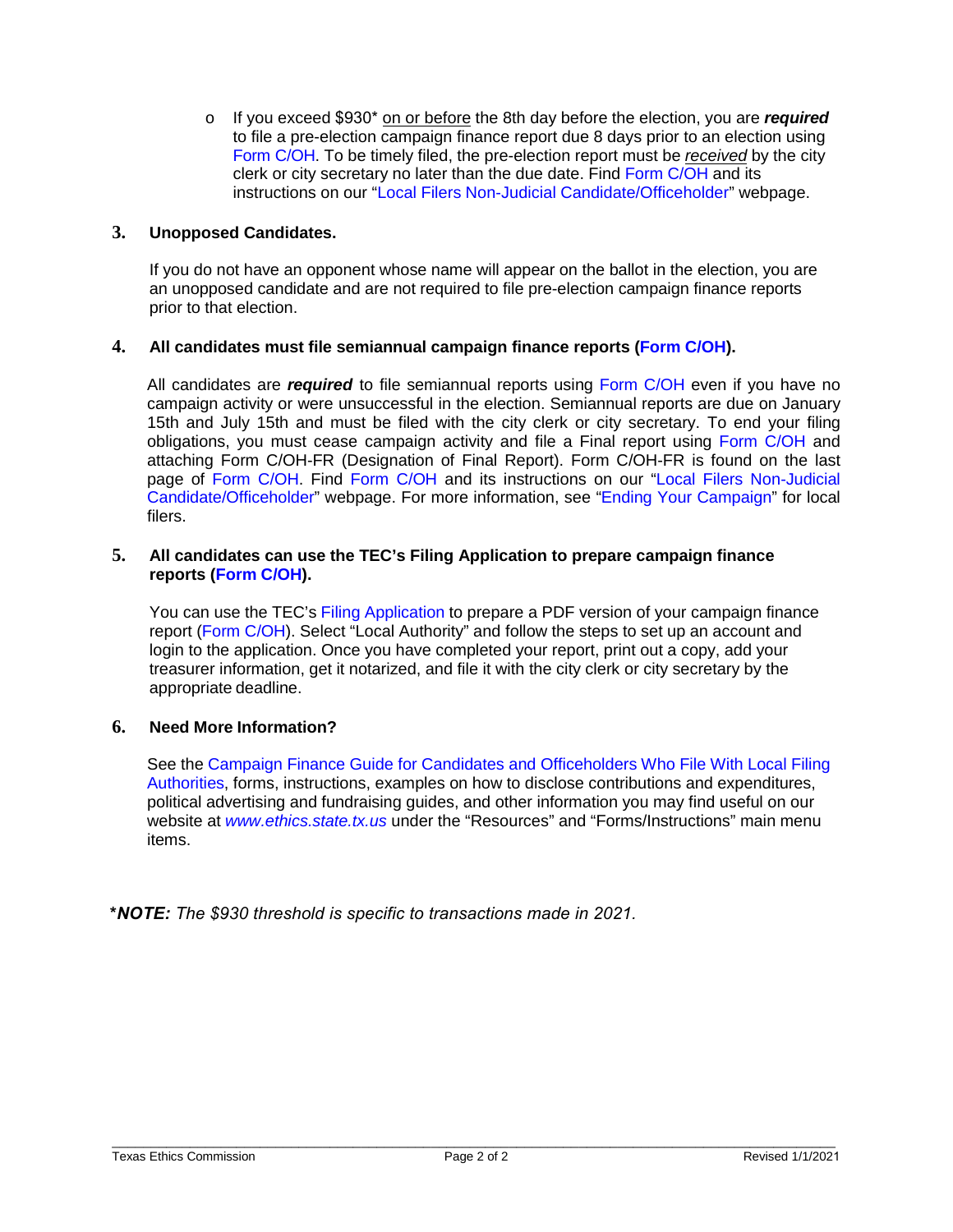- If you exceed $930* <u>on or before</u> the 8th day before the election, you are ***required*** to file a pre-election campaign finance report due 8 days prior to an election using Form C/OH. To be timely filed, the pre-election report must be ***received*** by the city clerk or city secretary no later than the due date. Find Form C/OH and its instructions on our "Local Filers Non-Judicial Candidate/Officeholder" webpage.

## 3. Unopposed Candidates.

If you do not have an opponent whose name will appear on the ballot in the election, you are an unopposed candidate and are not required to file pre-election campaign finance reports prior to that election.

## 4. All candidates must file semiannual campaign finance reports (Form C/OH).

All candidates are ***required*** to file semiannual reports using Form C/OH even if you have no campaign activity or were unsuccessful in the election. Semiannual reports are due on January 15th and July 15th and must be filed with the city clerk or city secretary. To end your filing obligations, you must cease campaign activity and file a Final report using Form C/OH and attaching Form C/OH-FR (Designation of Final Report). Form C/OH-FR is found on the last page of Form C/OH. Find Form C/OH and its instructions on our "Local Filers Non-Judicial Candidate/Officeholder" webpage. For more information, see "Ending Your Campaign" for local filers.

## 5. All candidates can use the TEC's Filing Application to prepare campaign finance reports (Form C/OH).

You can use the TEC's Filing Application to prepare a PDF version of your campaign finance report (Form C/OH). Select "Local Authority" and follow the steps to set up an account and login to the application. Once you have completed your report, print out a copy, add your treasurer information, get it notarized, and file it with the city clerk or city secretary by the appropriate deadline.

## 6. Need More Information?

See the Campaign Finance Guide for Candidates and Officeholders Who File With Local Filing Authorities, forms, instructions, examples on how to disclose contributions and expenditures, political advertising and fundraising guides, and other information you may find useful on our website at *www.ethics.state.tx.us* under the "Resources" and "Forms/Instructions" main menu items.

***NOTE:** *The $930 threshold is specific to transactions made in 2021.*